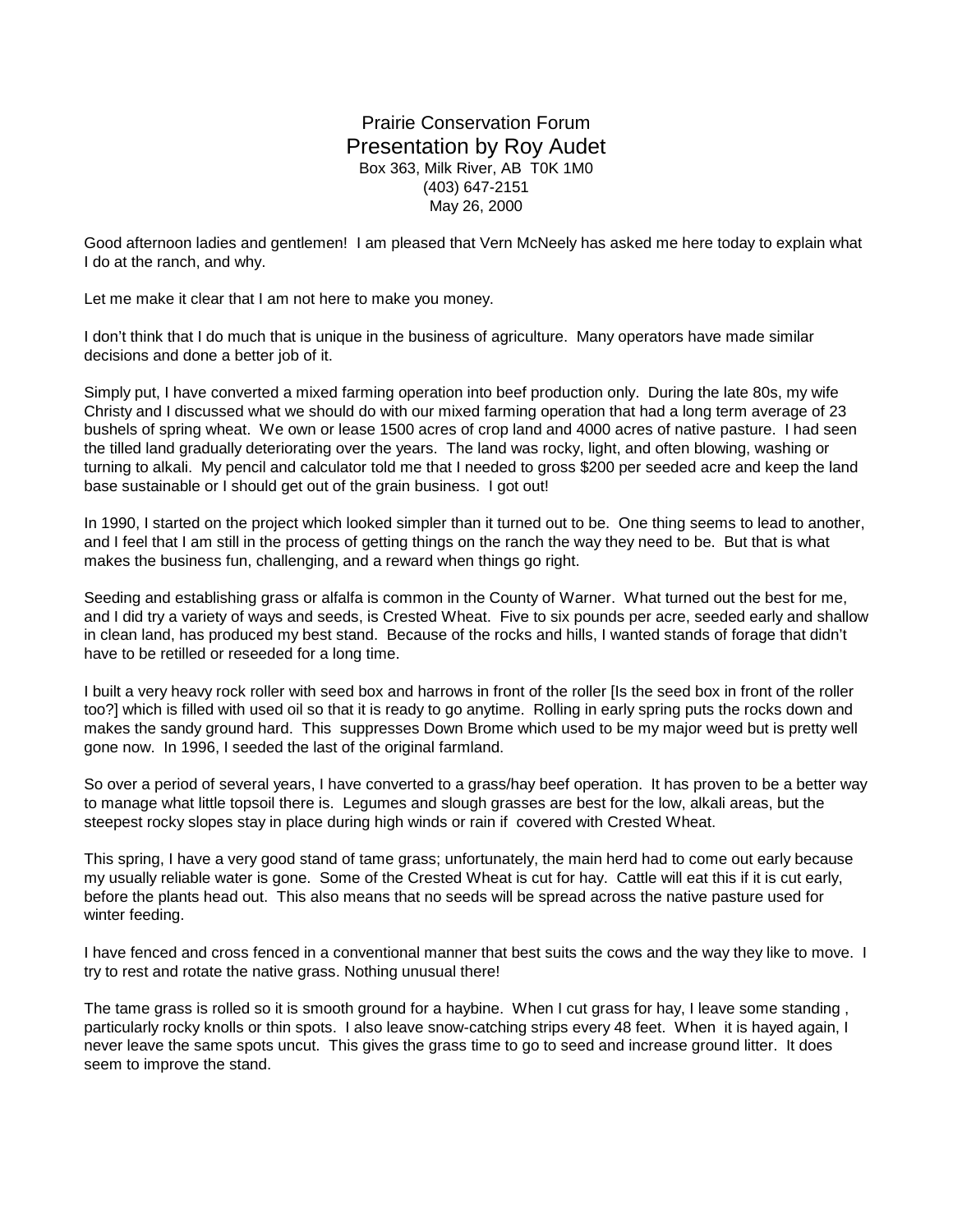# Prairie Conservation Forum

## Presentation by Roy Audet

Box 363, Milk River, AB T0K 1M0
(403) 647-2151
May 26, 2000

Good afternoon ladies and gentlemen! I am pleased that Vern McNeely has asked me here today to explain what I do at the ranch, and why.

Let me make it clear that I am not here to make you money.

I don't think that I do much that is unique in the business of agriculture. Many operators have made similar decisions and done a better job of it.

Simply put, I have converted a mixed farming operation into beef production only. During the late 80s, my wife Christy and I discussed what we should do with our mixed farming operation that had a long term average of 23 bushels of spring wheat. We own or lease 1500 acres of crop land and 4000 acres of native pasture. I had seen the tilled land gradually deteriorating over the years. The land was rocky, light, and often blowing, washing or turning to alkali. My pencil and calculator told me that I needed to gross $200 per seeded acre and keep the land base sustainable or I should get out of the grain business. I got out!

In 1990, I started on the project which looked simpler than it turned out to be. One thing seems to lead to another, and I feel that I am still in the process of getting things on the ranch the way they need to be. But that is what makes the business fun, challenging, and a reward when things go right.

Seeding and establishing grass or alfalfa is common in the County of Warner. What turned out the best for me, and I did try a variety of ways and seeds, is Crested Wheat. Five to six pounds per acre, seeded early and shallow in clean land, has produced my best stand. Because of the rocks and hills, I wanted stands of forage that didn't have to be retilled or reseeded for a long time.

I built a very heavy rock roller with seed box and harrows in front of the roller [Is the seed box in front of the roller too?] which is filled with used oil so that it is ready to go anytime. Rolling in early spring puts the rocks down and makes the sandy ground hard. This suppresses Down Brome which used to be my major weed but is pretty well gone now. In 1996, I seeded the last of the original farmland.

So over a period of several years, I have converted to a grass/hay beef operation. It has proven to be a better way to manage what little topsoil there is. Legumes and slough grasses are best for the low, alkali areas, but the steepest rocky slopes stay in place during high winds or rain if covered with Crested Wheat.

This spring, I have a very good stand of tame grass; unfortunately, the main herd had to come out early because my usually reliable water is gone. Some of the Crested Wheat is cut for hay. Cattle will eat this if it is cut early, before the plants head out. This also means that no seeds will be spread across the native pasture used for winter feeding.

I have fenced and cross fenced in a conventional manner that best suits the cows and the way they like to move. I try to rest and rotate the native grass. Nothing unusual there!

The tame grass is rolled so it is smooth ground for a haybine. When I cut grass for hay, I leave some standing , particularly rocky knolls or thin spots. I also leave snow-catching strips every 48 feet. When it is hayed again, I never leave the same spots uncut. This gives the grass time to go to seed and increase ground litter. It does seem to improve the stand.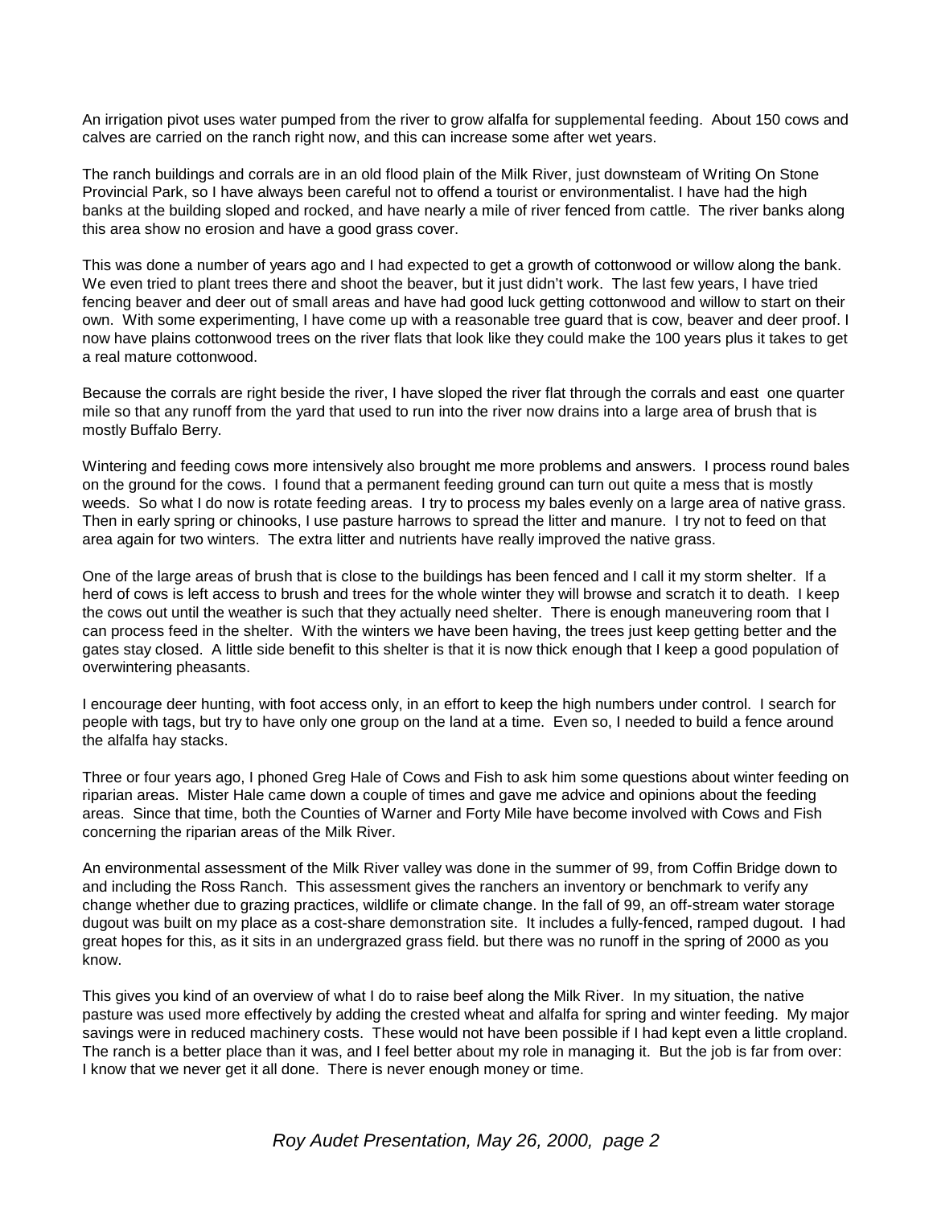An irrigation pivot uses water pumped from the river to grow alfalfa for supplemental feeding. About 150 cows and calves are carried on the ranch right now, and this can increase some after wet years.

The ranch buildings and corrals are in an old flood plain of the Milk River, just downsteam of Writing On Stone Provincial Park, so I have always been careful not to offend a tourist or environmentalist. I have had the high banks at the building sloped and rocked, and have nearly a mile of river fenced from cattle. The river banks along this area show no erosion and have a good grass cover.

This was done a number of years ago and I had expected to get a growth of cottonwood or willow along the bank. We even tried to plant trees there and shoot the beaver, but it just didn't work. The last few years, I have tried fencing beaver and deer out of small areas and have had good luck getting cottonwood and willow to start on their own. With some experimenting, I have come up with a reasonable tree guard that is cow, beaver and deer proof. I now have plains cottonwood trees on the river flats that look like they could make the 100 years plus it takes to get a real mature cottonwood.

Because the corrals are right beside the river, I have sloped the river flat through the corrals and east one quarter mile so that any runoff from the yard that used to run into the river now drains into a large area of brush that is mostly Buffalo Berry.

Wintering and feeding cows more intensively also brought me more problems and answers. I process round bales on the ground for the cows. I found that a permanent feeding ground can turn out quite a mess that is mostly weeds. So what I do now is rotate feeding areas. I try to process my bales evenly on a large area of native grass. Then in early spring or chinooks, I use pasture harrows to spread the litter and manure. I try not to feed on that area again for two winters. The extra litter and nutrients have really improved the native grass.

One of the large areas of brush that is close to the buildings has been fenced and I call it my storm shelter. If a herd of cows is left access to brush and trees for the whole winter they will browse and scratch it to death. I keep the cows out until the weather is such that they actually need shelter. There is enough maneuvering room that I can process feed in the shelter. With the winters we have been having, the trees just keep getting better and the gates stay closed. A little side benefit to this shelter is that it is now thick enough that I keep a good population of overwintering pheasants.

I encourage deer hunting, with foot access only, in an effort to keep the high numbers under control. I search for people with tags, but try to have only one group on the land at a time. Even so, I needed to build a fence around the alfalfa hay stacks.

Three or four years ago, I phoned Greg Hale of Cows and Fish to ask him some questions about winter feeding on riparian areas. Mister Hale came down a couple of times and gave me advice and opinions about the feeding areas. Since that time, both the Counties of Warner and Forty Mile have become involved with Cows and Fish concerning the riparian areas of the Milk River.

An environmental assessment of the Milk River valley was done in the summer of 99, from Coffin Bridge down to and including the Ross Ranch. This assessment gives the ranchers an inventory or benchmark to verify any change whether due to grazing practices, wildlife or climate change. In the fall of 99, an off-stream water storage dugout was built on my place as a cost-share demonstration site. It includes a fully-fenced, ramped dugout. I had great hopes for this, as it sits in an undergrazed grass field. but there was no runoff in the spring of 2000 as you know.

This gives you kind of an overview of what I do to raise beef along the Milk River. In my situation, the native pasture was used more effectively by adding the crested wheat and alfalfa for spring and winter feeding. My major savings were in reduced machinery costs. These would not have been possible if I had kept even a little cropland. The ranch is a better place than it was, and I feel better about my role in managing it. But the job is far from over: I know that we never get it all done. There is never enough money or time.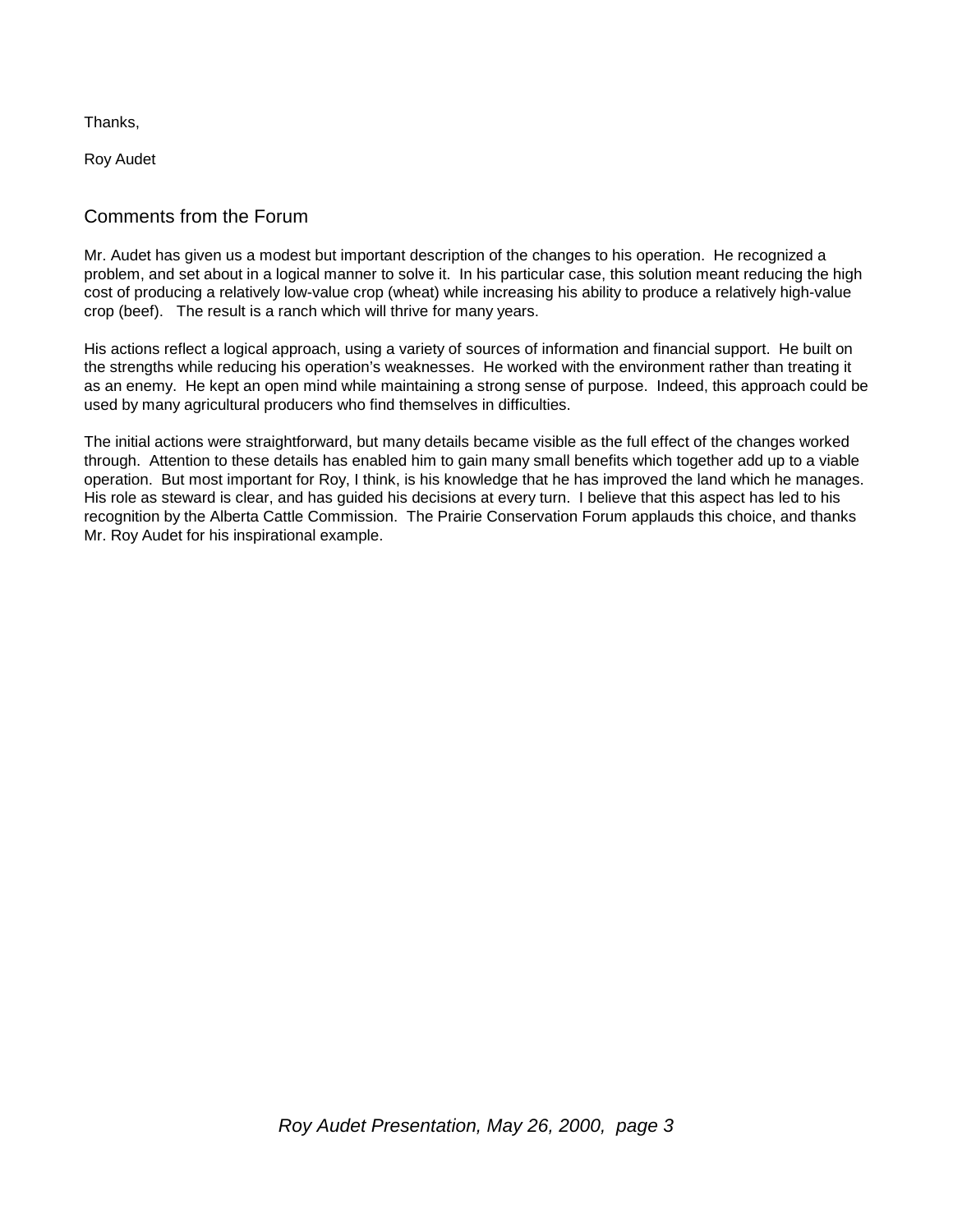Thanks,

Roy Audet

## Comments from the Forum

Mr. Audet has given us a modest but important description of the changes to his operation. He recognized a problem, and set about in a logical manner to solve it. In his particular case, this solution meant reducing the high cost of producing a relatively low-value crop (wheat) while increasing his ability to produce a relatively high-value crop (beef). The result is a ranch which will thrive for many years.

His actions reflect a logical approach, using a variety of sources of information and financial support. He built on the strengths while reducing his operation's weaknesses. He worked with the environment rather than treating it as an enemy. He kept an open mind while maintaining a strong sense of purpose. Indeed, this approach could be used by many agricultural producers who find themselves in difficulties.

The initial actions were straightforward, but many details became visible as the full effect of the changes worked through. Attention to these details has enabled him to gain many small benefits which together add up to a viable operation. But most important for Roy, I think, is his knowledge that he has improved the land which he manages. His role as steward is clear, and has guided his decisions at every turn. I believe that this aspect has led to his recognition by the Alberta Cattle Commission. The Prairie Conservation Forum applauds this choice, and thanks Mr. Roy Audet for his inspirational example.